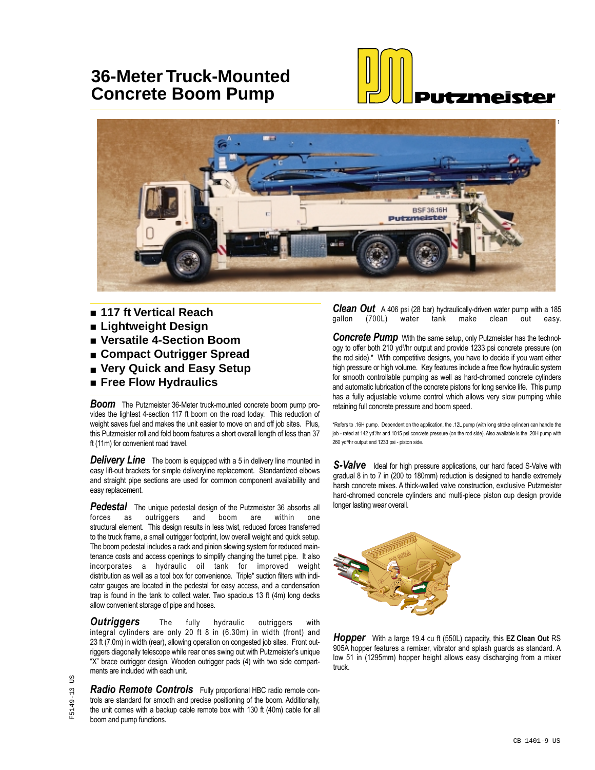# 36-Meter Truck-Mounted Concrete Boom Pump

Putzmeister

- 117 ft Vertical Reach
- Lightweight Design
- Versatile 4-Section Boom
- Compact Outrigger Spread
- Very Quick and Easy Setup
- Free Flow Hydraulics

***Boom*** The Putzmeister 36-Meter truck-mounted concrete boom pump provides the lightest 4-section 117 ft boom on the road today. This reduction of weight saves fuel and makes the unit easier to move on and off job sites. Plus, this Putzmeister roll and fold boom features a short overall length of less than 37 ft (11m) for convenient road travel.

***Delivery Line*** The boom is equipped with a 5 in delivery line mounted in easy lift-out brackets for simple deliveryline replacement. Standardized elbows and straight pipe sections are used for common component availability and easy replacement.

***Pedestal*** The unique pedestal design of the Putzmeister 36 absorbs all forces as outriggers and boom are within one structural element. This design results in less twist, reduced forces transferred to the truck frame, a small outrigger footprint, low overall weight and quick setup. The boom pedestal includes a rack and pinion slewing system for reduced maintenance costs and access openings to simplify changing the turret pipe. It also incorporates a hydraulic oil tank for improved weight distribution as well as a tool box for convenience. Triple* suction filters with indicator gauges are located in the pedestal for easy access, and a condensation trap is found in the tank to collect water. Two spacious 13 ft (4m) long decks allow convenient storage of pipe and hoses.

***Outriggers*** The fully hydraulic outriggers with integral cylinders are only 20 ft 8 in (6.30m) in width (front) and 23 ft (7.0m) in width (rear), allowing operation on congested job sites. Front outriggers diagonally telescope while rear ones swing out with Putzmeister's unique "X" brace outrigger design. Wooden outrigger pads (4) with two side compartments are included with each unit.

***Radio Remote Controls*** Fully proportional HBC radio remote controls are standard for smooth and precise positioning of the boom. Additionally, the unit comes with a backup cable remote box with 130 ft (40m) cable for all boom and pump functions.

***Clean Out*** A 406 psi (28 bar) hydraulically-driven water pump with a 185 gallon (700L) water tank make clean out easy.

***Concrete Pump*** With the same setup, only Putzmeister has the technology to offer both 210 yd³/hr output and provide 1233 psi concrete pressure (on the rod side).* With competitive designs, you have to decide if you want either high pressure or high volume. Key features include a free flow hydraulic system for smooth controllable pumping as well as hard-chromed concrete cylinders and automatic lubrication of the concrete pistons for long service life. This pump has a fully adjustable volume control which allows very slow pumping while retaining full concrete pressure and boom speed.

*Refers to .16H pump. Dependent on the application, the .12L pump (with long stroke cylinder) can handle the job - rated at 142 yd³/hr and 1015 psi concrete pressure (on the rod side). Also available is the .20H pump with 260 yd³/hr output and 1233 psi - piston side.

***S-Valve*** Ideal for high pressure applications, our hard faced S-Valve with gradual 8 in to 7 in (200 to 180mm) reduction is designed to handle extremely harsh concrete mixes. A thick-walled valve construction, exclusive Putzmeister hard-chromed concrete cylinders and multi-piece piston cup design provide longer lasting wear overall.

***Hopper*** With a large 19.4 cu ft (550L) capacity, this **EZ Clean Out** RS 905A hopper features a remixer, vibrator and splash guards as standard. A low 51 in (1295mm) hopper height allows easy discharging from a mixer truck.

F5149-13 US

CB 1401-9 US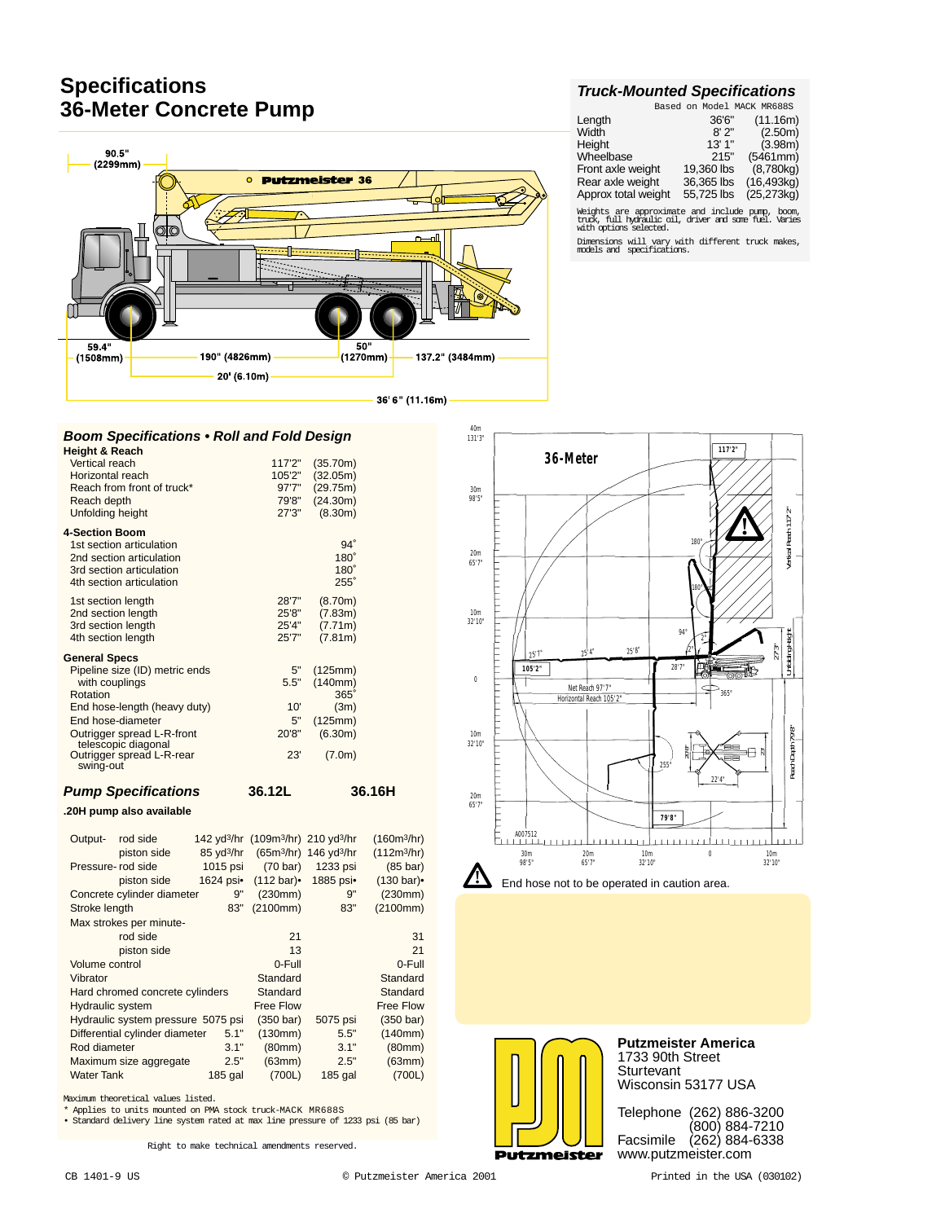# Specifications
# 36-Meter Concrete Pump

90.5" (2299mm)

Putzmeister 36

59.4" (1508mm)

190" (4826mm)

20' (6.10m)

50" (1270mm)

137.2" (3484mm)

36' 6" (11.16m)

## *Truck-Mounted Specifications*

Based on Model MACK MR688S

| | | |
|---|---|---|
| Length | 36'6" | (11.16m) |
| Width | 8' 2" | (2.50m) |
| Height | 13' 1" | (3.98m) |
| Wheelbase | 215" | (5461mm) |
| Front axle weight | 19,360 lbs | (8,780kg) |
| Rear axle weight | 36,365 lbs | (16,493kg) |
| Approx total weight | 55,725 lbs | (25,273kg) |

Weights are approximate and include pump, boom, truck, full hydraulic oil, driver and some fuel. Varies with options selected.

Dimensions will vary with different truck makes, models and specifications.

## *Boom Specifications • Roll and Fold Design*

**Height & Reach**

| | | |
|---|---|---|
| Vertical reach | 117'2" | (35.70m) |
| Horizontal reach | 105'2" | (32.05m) |
| Reach from front of truck* | 97'7" | (29.75m) |
| Reach depth | 79'8" | (24.30m) |
| Unfolding height | 27'3" | (8.30m) |

**4-Section Boom**

| | | |
|---|---|---|
| 1st section articulation | | 94˚ |
| 2nd section articulation | | 180˚ |
| 3rd section articulation | | 180˚ |
| 4th section articulation | | 255˚ |
| 1st section length | 28'7" | (8.70m) |
| 2nd section length | 25'8" | (7.83m) |
| 3rd section length | 25'4" | (7.71m) |
| 4th section length | 25'7" | (7.81m) |

**General Specs**

| | | |
|---|---|---|
| Pipeline size (ID) metric ends | 5" | (125mm) |
| with couplings | 5.5" | (140mm) |
| Rotation | | 365˚ |
| End hose-length (heavy duty) | 10' | (3m) |
| End hose-diameter | 5" | (125mm) |
| Outrigger spread L-R-front telescopic diagonal | 20'8" | (6.30m) |
| Outrigger spread L-R-rear swing-out | 23' | (7.0m) |

## *Pump Specifications*

**.20H pump also available**

| | 36.12L | | 36.16H | |
|---|---|---|---|---|
| Output- rod side | 142 yd³/hr | (109m³/hr) | 210 yd³/hr | (160m³/hr) |
| piston side | 85 yd³/hr | (65m³/hr) | 146 yd³/hr | (112m³/hr) |
| Pressure- rod side | 1015 psi | (70 bar) | 1233 psi | (85 bar) |
| piston side | 1624 psi• | (112 bar)• | 1885 psi• | (130 bar)• |
| Concrete cylinder diameter | 9" | (230mm) | 9" | (230mm) |
| Stroke length | 83" | (2100mm) | 83" | (2100mm) |
| Max strokes per minute- | | | | |
| rod side | | 21 | | 31 |
| piston side | | 13 | | 21 |
| Volume control | | 0-Full | | 0-Full |
| Vibrator | | Standard | | Standard |
| Hard chromed concrete cylinders | | Standard | | Standard |
| Hydraulic system | | Free Flow | | Free Flow |
| Hydraulic system pressure | 5075 psi | (350 bar) | 5075 psi | (350 bar) |
| Differential cylinder diameter | 5.1" | (130mm) | 5.5" | (140mm) |
| Rod diameter | 3.1" | (80mm) | 3.1" | (80mm) |
| Maximum size aggregate | 2.5" | (63mm) | 2.5" | (63mm) |
| Water Tank | 185 gal | (700L) | 185 gal | (700L) |

Maximum theoretical values listed.
* Applies to units mounted on PMA stock truck-MACK MR688S
• Standard delivery line system rated at max line pressure of 1233 psi (85 bar)

Right to make technical amendments reserved.

36-Meter

40m 131'3"
30m 98'5"
20m 65'7"
10m 32'10"
0
10m 32'10"
20m 65'7"

117'2"
Vertical Reach 117'2"
180°
180°
94°
2°
2°
27'3"
Unfolding Height
25'7"
25'4"
25'8"
28'7"
105'2"
Net Reach 97'7"
Horizontal Reach 105'2"
365°
20'8"
23'
255°
22'4"
Reach Depth 79'8"
79'8"
A007512
30m 98'5"
20m 65'7"
10m 32'10"
0
10m 32'10"

End hose not to be operated in caution area.

**Putzmeister America**
1733 90th Street
Sturtevant
Wisconsin 53177 USA

Telephone (262) 886-3200
(800) 884-7210
Facsimile (262) 884-6338
www.putzmeister.com

CB 1401-9 US

© Putzmeister America 2001

Printed in the USA (030102)